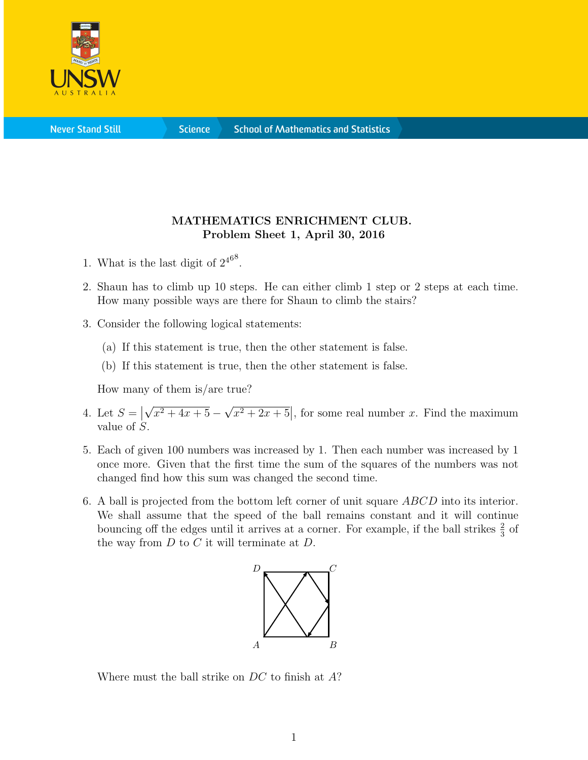**MATHEMATICS ENRICHMENT CLUB.**
**Problem Sheet 1, April 30, 2016**

1. What is the last digit of $2^{4^{68}}$.

2. Shaun has to climb up 10 steps. He can either climb 1 step or 2 steps at each time. How many possible ways are there for Shaun to climb the stairs?

3. Consider the following logical statements:

   (a) If this statement is true, then the other statement is false.

   (b) If this statement is true, then the other statement is false.

   How many of them is/are true?

4. Let $S = \left|\sqrt{x^2+4x+5} - \sqrt{x^2+2x+5}\right|$, for some real number $x$. Find the maximum value of $S$.

5. Each of given 100 numbers was increased by 1. Then each number was increased by 1 once more. Given that the first time the sum of the squares of the numbers was not changed find how this sum was changed the second time.

6. A ball is projected from the bottom left corner of unit square $ABCD$ into its interior. We shall assume that the speed of the ball remains constant and it will continue bouncing off the edges until it arrives at a corner. For example, if the ball strikes $\frac{2}{3}$ of the way from $D$ to $C$ it will terminate at $D$.

   Where must the ball strike on $DC$ to finish at $A$?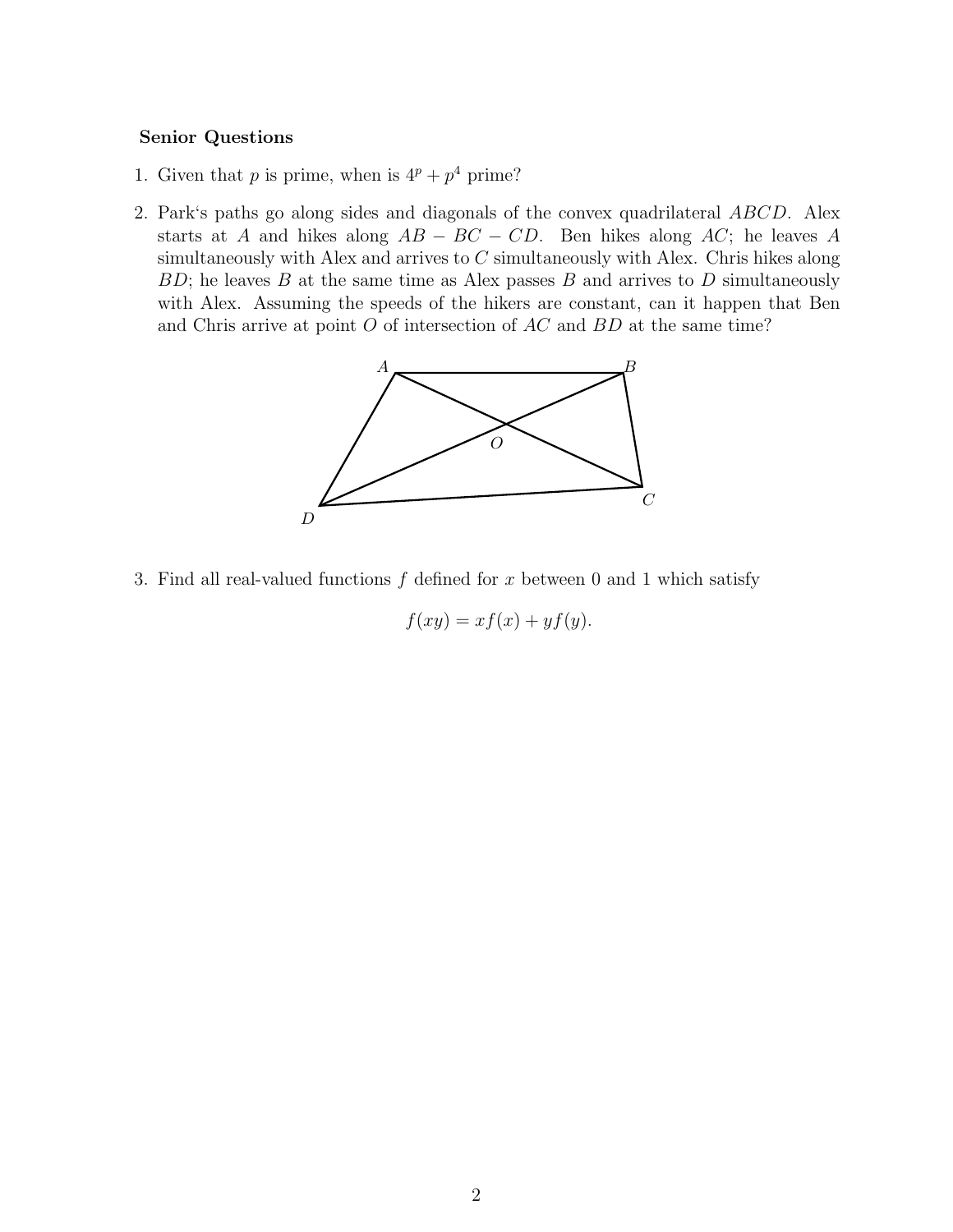**Senior Questions**

1. Given that $p$ is prime, when is $4^p + p^4$ prime?

2. Park's paths go along sides and diagonals of the convex quadrilateral $ABCD$. Alex starts at $A$ and hikes along $AB - BC - CD$. Ben hikes along $AC$; he leaves $A$ simultaneously with Alex and arrives to $C$ simultaneously with Alex. Chris hikes along $BD$; he leaves $B$ at the same time as Alex passes $B$ and arrives to $D$ simultaneously with Alex. Assuming the speeds of the hikers are constant, can it happen that Ben and Chris arrive at point $O$ of intersection of $AC$ and $BD$ at the same time?

A
B
O
C
D

3. Find all real-valued functions $f$ defined for $x$ between 0 and 1 which satisfy

$$f(xy) = xf(x) + yf(y).$$